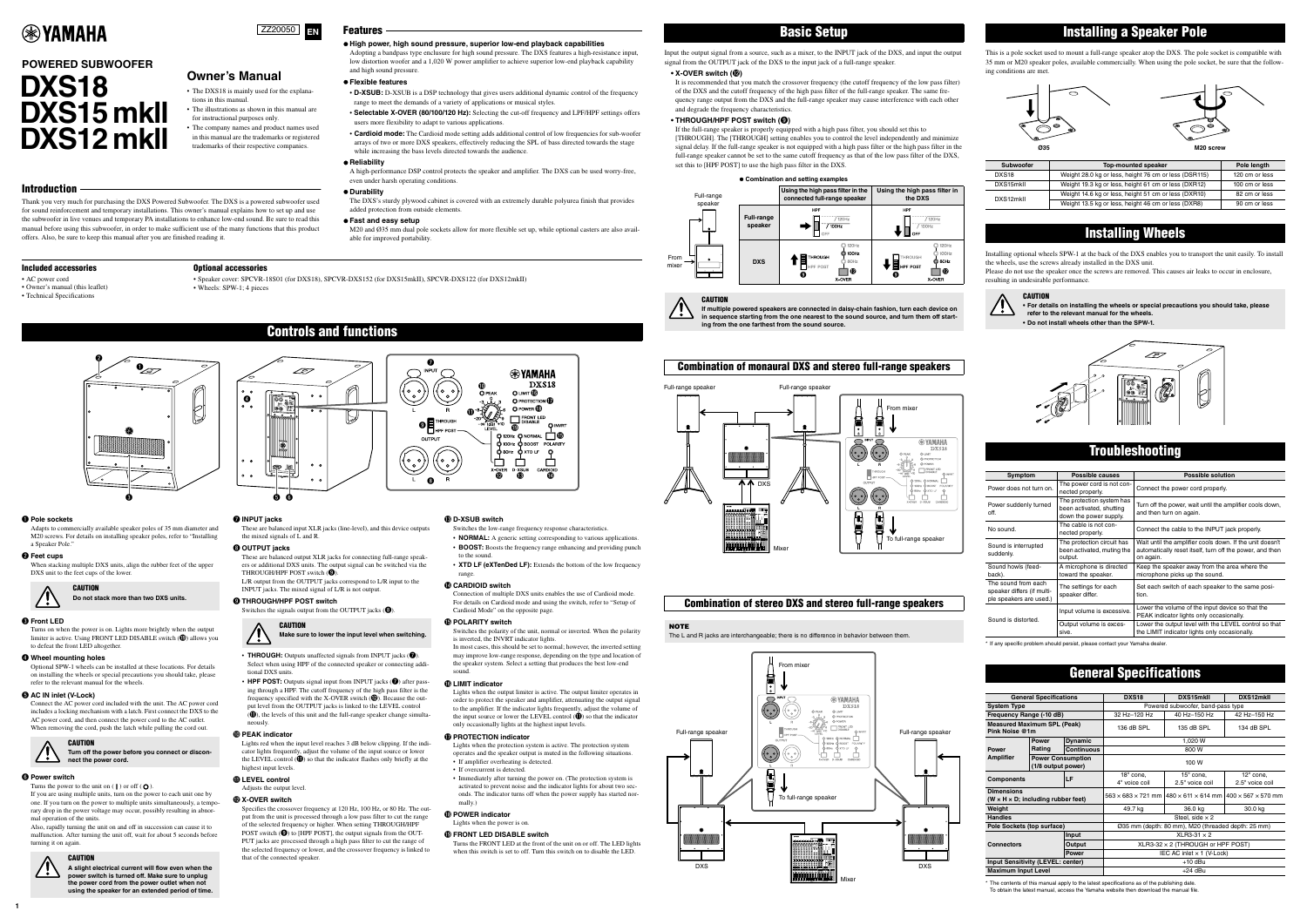# YAMAHA

ZZ20050 EN

## POWERED SUBWOOFER

# DXS18
# DXS15 mkII
# DXS12 mkII

## Owner's Manual

- The DXS18 is mainly used for the explanations in this manual.
- The illustrations as shown in this manual are for instructional purposes only.
- The company names and product names used in this manual are the trademarks or registered trademarks of their respective companies.

## Introduction

Thank you very much for purchasing the DXS Powered Subwoofer. The DXS is a powered subwoofer used for sound reinforcement and temporary installations. This owner's manual explains how to set up and use the subwoofer in live venues and temporary PA installations to enhance low-end sound. Be sure to read this manual before using this subwoofer, in order to make sufficient use of the many functions that this product offers. Also, be sure to keep this manual after you are finished reading it.

### Included accessories

- AC power cord
- Owner's manual (this leaflet)
- Technical Specifications

### Optional accessories

- Speaker cover: SPCVR-18S01 (for DXS18); SPCVR-DXS152 (for DXS15mkII), SPCVR-DXS122 (for DXS12mkII)
- Wheels: SPW-1; 4 pieces

## Features

**● High power, high sound pressure, superior low-end playback capabilities**

Adopting a bandpass type enclosure for high sound pressure. The DXS features a high-resistance input, low distortion woofer and a 1,020 W power amplifier to achieve superior low-end playback capability and high sound pressure.

**● Flexible features**

- **D-XSUB:** D-XSUB is a DSP technology that gives users additional dynamic control of the frequency range to meet the demands of a variety of applications or musical styles.
- **Selectable X-OVER (80/100/120 Hz):** Selecting the cut-off frequency and LPF/HPF settings offers users more flexibility to adapt to various applications.
- **Cardioid mode:** The Cardioid mode setting adds additional control of low frequencies for sub-woofer arrays of two or more DXS speakers, effectively reducing the SPL of bass directed towards the stage while increasing the bass levels directed towards the audience.

**● Reliability**

A high-performance DSP control protects the speaker and amplifier. The DXS can be used worry-free, even under harsh operating conditions.

**● Durability**

The DXS's sturdy plywood cabinet is covered with an extremely durable polyurea finish that provides added protection from outside elements.

**● Fast and easy setup**

M20 and Ø35 mm dual pole sockets allow for more flexible set up, while optional casters are also available for improved portability.

## Controls and functions

**❶ Pole sockets**

Adapts to commercially available speaker poles of 35 mm diameter and M20 screws. For details on installing speaker poles, refer to "Installing a Speaker Pole."

**❷ Feet cups**

When stacking multiple DXS units, align the rubber feet of the upper DXS unit to the feet cups of the lower.

> **CAUTION**
> Do not stack more than two DXS units.

**❸ Front LED**

Turns on when the power is on. Lights more brightly when the output limiter is active. Using FRONT LED DISABLE switch (⓲) allows you to defeat the front LED altogether.

**❹ Wheel mounting holes**

Optional SPW-1 wheels can be installed at these locations. For details on installing the wheels or special precautions you should take, please refer to the relevant manual for the wheels.

**❺ AC IN inlet (V-Lock)**

Connect the AC power cord included with the unit. The AC power cord includes a locking mechanism with a latch. First connect the DXS to the AC power cord, and then connect the power cord to the AC outlet. When removing the cord, push the latch while pulling the cord out.

> **CAUTION**
> Turn off the power before you connect or disconnect the power cord.

**❻ Power switch**

Turns the power to the unit on ( | ) or off ( ○ ).

If you are using multiple units, turn on the power to each unit one by one. If you turn on the power to multiple units simultaneously, a temporary drop in the power voltage may occur, possibly resulting in abnormal operation of the units.

Also, rapidly turning the unit on and off in succession can cause it to malfunction. After turning the unit off, wait for about 5 seconds before turning it on again.

> **CAUTION**
> A slight electrical current will flow even when the power switch is turned off. Make sure to unplug the power cord from the power outlet when not using the speaker for an extended period of time.

**❼ INPUT jacks**

These are balanced input XLR jacks (line-level), and this device outputs the mixed signals of L and R.

**❽ OUTPUT jacks**

These are balanced output XLR jacks for connecting full-range speakers or additional DXS units. The output signal can be switched via the THROUGH/HPF POST switch (❾).

L/R output from the OUTPUT jacks correspond to L/R input to the INPUT jacks. The mixed signal of L/R is not output.

**❾ THROUGH/HPF POST switch**

Switches the signals output from the OUTPUT jacks (❽).

> **CAUTION**
> Make sure to lower the input level when switching.

- **THROUGH:** Outputs unaffected signals from INPUT jacks (❼). Select when using HPF of the connected speaker or connecting additional DXS units.
- **HPF POST:** Outputs signal input from INPUT jacks (❼) after passing through a HPF. The cutoff frequency of the high pass filter is the frequency specified with the X-OVER switch (⓬). Because the output level from the OUTPUT jacks is linked to the LEVEL control (⓫), the levels of this unit and the full-range speaker change simultaneously.

**❿ PEAK indicator**

Lights red when the input level reaches 3 dB below clipping. If the indicator lights frequently, adjust the volume of the input source or lower the LEVEL control (⓫) so that the indicator flashes only briefly at the highest input levels.

**⓫ LEVEL control**

Adjusts the output level.

**⓬ X-OVER switch**

Specifies the crossover frequency at 120 Hz, 100 Hz, or 80 Hz. The output from the unit is processed through a low pass filter to cut the range of the selected frequency or higher. When setting THROUGH/HPF POST switch (❾) to [HPF POST], the output signals from the OUTPUT jacks are processed through a high pass filter to cut the range of the selected frequency or lower, and the crossover frequency is linked to that of the connected speaker.

**⓭ D-XSUB switch**

Switches the low-range frequency response characteristics.

- **NORMAL:** A generic setting corresponding to various applications.
- **BOOST:** Boosts the frequency range enhancing and providing punch to the sound.
- **XTD LF (eXTenDed LF):** Extends the bottom of the low frequency range.

**⓮ CARDIOID switch**

Connection of multiple DXS units enables the use of Cardioid mode. For details on Cardioid mode and using the switch, refer to "Setup of Cardioid Mode" on the opposite page.

**⓯ POLARITY switch**

Switches the polarity of the unit, normal or inverted. When the polarity is inverted, the INVRT indicator lights.

In most cases, this should be set to normal, however, the inverted setting may improve low-range response, depending on the type and location of the speaker system. Select a setting that produces the best low-end sound.

**⓰ LIMIT indicator**

Lights when the output limiter is active. The output limiter operates in order to protect the speaker and amplifier, attenuating the output signal to the amplifier. If the indicator lights frequently, adjust the volume of the input source or lower the LEVEL control (⓫) so that the indicator only occasionally lights at the highest input levels.

**⓱ PROTECTION indicator**

Lights when the protection system is active. The protection system operates and the speaker output is muted in the following situations.

- If amplifier overheating is detected.
- If overcurrent is detected.
- Immediately after turning the power on. (The protection system is activated to prevent noise and the indicator lights for about two seconds. The indicator turns off when the power supply has started normally.)

**⓲ POWER indicator**

Lights when the power is on.

**⓳ FRONT LED DISABLE switch**

Turns the FRONT LED at the front of the unit on or off. The LED lights when this switch is set to off. Turn this switch on to disable the LED.

## Basic Setup

Input the output signal from a source, such as a mixer, to the INPUT jack of the DXS, and input the output signal from the OUTPUT jack of the DXS to the input jack of a full-range speaker.

**• X-OVER switch (⓬)**

It is recommended that you match the crossover frequency (the cutoff frequency of the low pass filter) of the DXS and the cutoff frequency of the high pass filter of the full-range speaker. The same frequency range output from the DXS and the full-range speaker may cause interference with each other and degrade the frequency characteristics.

**• THROUGH/HPF POST switch (❾)**

If the full-range speaker is properly equipped with a high pass filter, you should set this to [THROUGH]. The [THROUGH] setting enables you to control the level independently and minimize signal delay. If the full-range speaker is not equipped with a high pass filter or the high pass filter in the full-range speaker cannot be set to the same cutoff frequency as that of the low pass filter of the DXS, set this to [HPF POST] to use the high pass filter in the DXS.

**● Combination and setting examples**

| | Using the high pass filter in the connected full-range speaker | Using the high pass filter in the DXS |
|---|---|---|
| Full-range speaker | HPF: 120Hz / 100Hz / OFF | HPF: 120Hz / 100Hz / OFF |
| DXS | THROUGH / HPF POST (❾); X-OVER 120Hz / 100Hz / 80Hz (⓬) | THROUGH / HPF POST (❾); X-OVER 120Hz / 100Hz / 80Hz (⓬) |

> **CAUTION**
> If multiple powered speakers are connected in daisy-chain fashion, turn each device on in sequence starting from the one nearest to the sound source, and turn them off starting from the one farthest from the sound source.

### Combination of monaural DXS and stereo full-range speakers

### Combination of stereo DXS and stereo full-range speakers

**NOTE**

The L and R jacks are interchangeable; there is no difference in behavior between them.

## Installing a Speaker Pole

This is a pole socket used to mount a full-range speaker atop the DXS. The pole socket is compatible with 35 mm or M20 speaker poles, available commercially. When using the pole socket, be sure that the following conditions are met.

Ø35 &nbsp;&nbsp;&nbsp;&nbsp; M20 screw

| Subwoofer | Top-mounted speaker | Pole length |
|---|---|---|
| DXS18 | Weight 28.0 kg or less, height 76 cm or less (DSR115) | 120 cm or less |
| DXS15mkII | Weight 19.3 kg or less, height 61 cm or less (DXR12) | 100 cm or less |
| DXS12mkII | Weight 14.6 kg or less, height 51 cm or less (DXR10) | 82 cm or less |
| | Weight 13.5 kg or less, height 46 cm or less (DXR8) | 90 cm or less |

## Installing Wheels

Installing optional wheels SPW-1 at the back of the DXS enables you to transport the unit easily. To install the wheels, use the screws already installed in the DXS unit.

Please do not use the speaker once the screws are removed. This causes air leaks to occur in enclosure, resulting in undesirable performance.

> **CAUTION**
> - For details on installing the wheels or special precautions you should take, please refer to the relevant manual for the wheels.
> - Do not install wheels other than the SPW-1.

## Troubleshooting

| Symptom | Possible causes | Possible solution |
|---|---|---|
| Power does not turn on. | The power cord is not connected properly. | Connect the power cord properly. |
| Power suddenly turned off. | The protection system has been activated, shutting down the power supply. | Turn off the power, wait until the amplifier cools down, and then turn on again. |
| No sound. | The cable is not connected properly. | Connect the cable to the INPUT jack properly. |
| Sound is interrupted suddenly. | The protection circuit has been activated, muting the output. | Wait until the amplifier cools down. If the unit doesn't automatically reset itself, turn off the power, and then on again. |
| Sound howls (feedback). | A microphone is directed toward the speaker. | Keep the speaker away from the area where the microphone picks up the sound. |
| The sound from each speaker differs (if multiple speakers are used.) | The settings for each speaker differ. | Set each switch of each speaker to the same position. |
| Sound is distorted. | Input volume is excessive. | Lower the volume of the input device so that the PEAK indicator lights only occasionally. |
| | Output volume is excessive. | Lower the output level with the LEVEL control so that the LIMIT indicator lights only occasionally. |

* If any specific problem should persist, please contact your Yamaha dealer.

## General Specifications

| General Specifications | | | DXS18 | DXS15mkII | DXS12mkII |
|---|---|---|---|---|---|
| System Type | | | Powered subwoofer, band-pass type | | |
| Frequency Range (-10 dB) | | | 32 Hz–120 Hz | 40 Hz–150 Hz | 42 Hz–150 Hz |
| Measured Maximum SPL (Peak) Pink Noise @1m | | | 136 dB SPL | 135 dB SPL | 134 dB SPL |
| Power Amplifier | Power Rating | Dynamic | 1,020 W | | |
| | | Continuous | 800 W | | |
| | Power Consumption (1/8 output power) | | 100 W | | |
| Components | | LF | 18" cone, 4" voice coil | 15" cone, 2.5" voice coil | 12" cone, 2.5" voice coil |
| Dimensions (W × H × D; including rubber feet) | | | 563 × 683 × 721 mm | 480 × 611 × 614 mm | 400 × 567 × 570 mm |
| Weight | | | 49.7 kg | 36.0 kg | 30.0 kg |
| Handles | | | Steel, side × 2 | | |
| Pole Sockets (top surface) | | | Ø35 mm (depth: 80 mm), M20 (threaded depth: 25 mm) | | |
| Connectors | Input | | XLR3-31 × 2 | | |
| | Output | | XLR3-32 × 2 (THROUGH or HPF POST) | | |
| | Power | | IEC AC inlet × 1 (V-Lock) | | |
| Input Sensitivity (LEVEL: center) | | | +10 dBu | | |
| Maximum Input Level | | | +24 dBu | | |

* The contents of this manual apply to the latest specifications as of the publishing date.
To obtain the latest manual, access the Yamaha website then download the manual file.